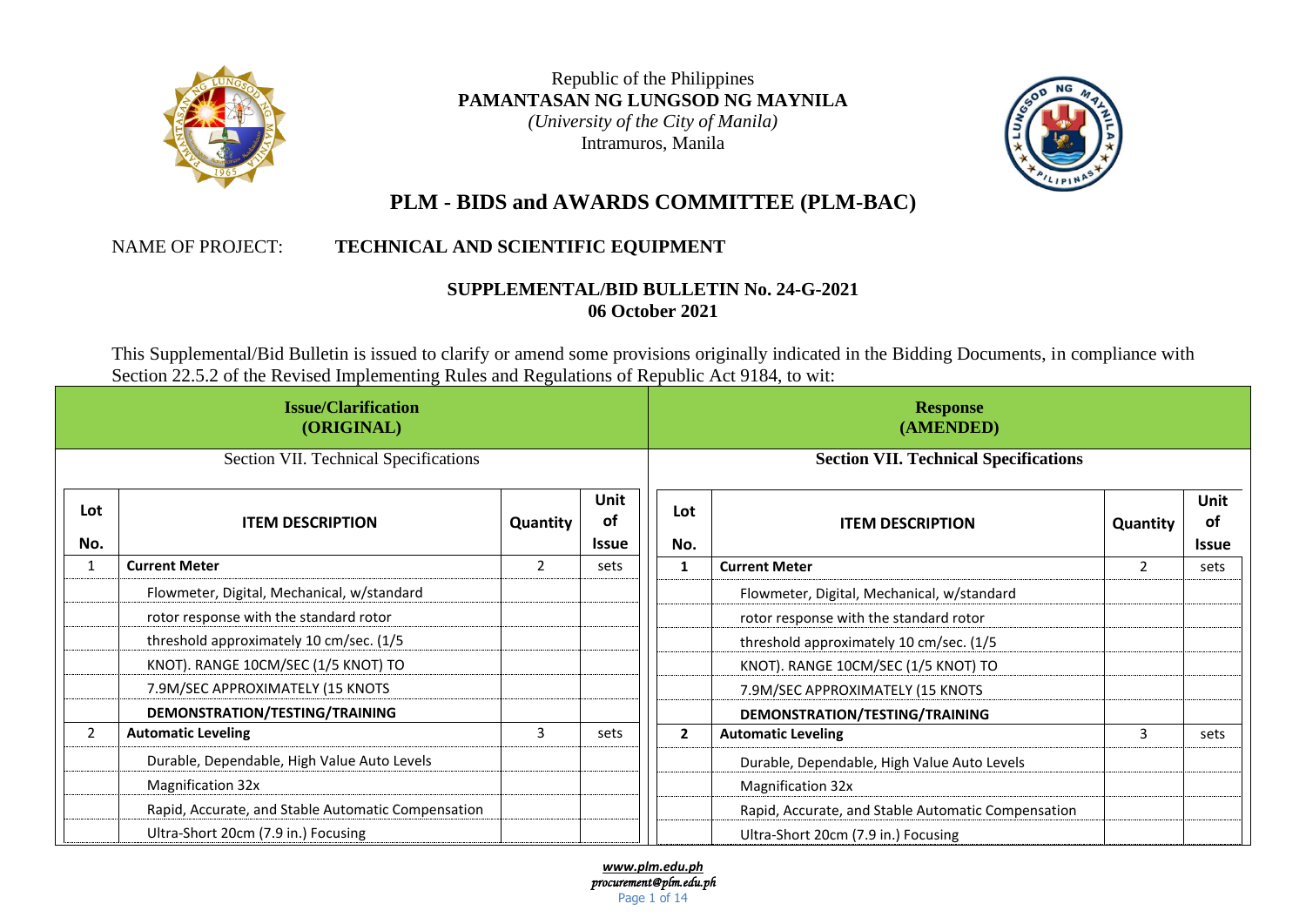Republic of the Philippines
**PAMANTASAN NG LUNGSOD NG MAYNILA**
*(University of the City of Manila)*
Intramuros, Manila

# PLM - BIDS and AWARDS COMMITTEE (PLM-BAC)

NAME OF PROJECT: **TECHNICAL AND SCIENTIFIC EQUIPMENT**

**SUPPLEMENTAL/BID BULLETIN No. 24-G-2021**
**06 October 2021**

This Supplemental/Bid Bulletin is issued to clarify or amend some provisions originally indicated in the Bidding Documents, in compliance with Section 22.5.2 of the Revised Implementing Rules and Regulations of Republic Act 9184, to wit:

**Issue/Clarification (ORIGINAL)**

Section VII. Technical Specifications

| Lot No. | ITEM DESCRIPTION | Quantity | Unit of Issue |
|---|---|---|---|
| 1 | **Current Meter** | 2 | sets |
| | Flowmeter, Digital, Mechanical, w/standard | | |
| | rotor response with the standard rotor | | |
| | threshold approximately 10 cm/sec. (1/5 | | |
| | KNOT). RANGE 10CM/SEC (1/5 KNOT) TO | | |
| | 7.9M/SEC APPROXIMATELY (15 KNOTS | | |
| | DEMONSTRATION/TESTING/TRAINING | | |
| 2 | **Automatic Leveling** | 3 | sets |
| | Durable, Dependable, High Value Auto Levels | | |
| | Magnification 32x | | |
| | Rapid, Accurate, and Stable Automatic Compensation | | |
| | Ultra-Short 20cm (7.9 in.) Focusing | | |

**Response (AMENDED)**

**Section VII. Technical Specifications**

| Lot No. | ITEM DESCRIPTION | Quantity | Unit of Issue |
|---|---|---|---|
| **1** | **Current Meter** | 2 | sets |
| | Flowmeter, Digital, Mechanical, w/standard | | |
| | rotor response with the standard rotor | | |
| | threshold approximately 10 cm/sec. (1/5 | | |
| | KNOT). RANGE 10CM/SEC (1/5 KNOT) TO | | |
| | 7.9M/SEC APPROXIMATELY (15 KNOTS | | |
| | **DEMONSTRATION/TESTING/TRAINING** | | |
| **2** | **Automatic Leveling** | 3 | sets |
| | Durable, Dependable, High Value Auto Levels | | |
| | Magnification 32x | | |
| | Rapid, Accurate, and Stable Automatic Compensation | | |
| | Ultra-Short 20cm (7.9 in.) Focusing | | |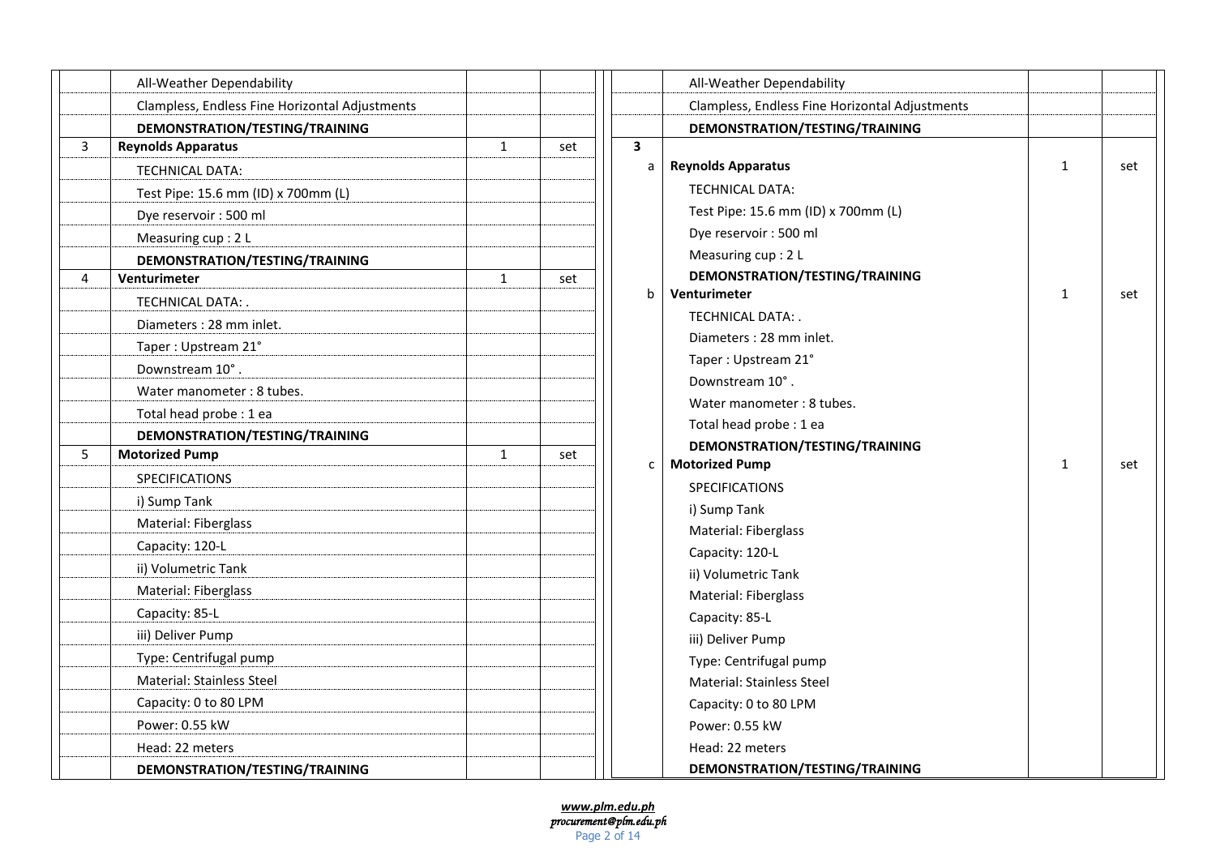| | | | |
|---|---|---|---|
| | All-Weather Dependability | | |
| | Clampless, Endless Fine Horizontal Adjustments | | |
| | **DEMONSTRATION/TESTING/TRAINING** | | |
| 3 | **Reynolds Apparatus** | 1 | set |
| | TECHNICAL DATA: | | |
| | Test Pipe: 15.6 mm (ID) x 700mm (L) | | |
| | Dye reservoir : 500 ml | | |
| | Measuring cup : 2 L | | |
| | **DEMONSTRATION/TESTING/TRAINING** | | |
| 4 | **Venturimeter** | 1 | set |
| | TECHNICAL DATA: . | | |
| | Diameters : 28 mm inlet. | | |
| | Taper : Upstream 21° | | |
| | Downstream 10° . | | |
| | Water manometer : 8 tubes. | | |
| | Total head probe : 1 ea | | |
| | **DEMONSTRATION/TESTING/TRAINING** | | |
| 5 | **Motorized Pump** | 1 | set |
| | SPECIFICATIONS | | |
| | i) Sump Tank | | |
| | Material: Fiberglass | | |
| | Capacity: 120-L | | |
| | ii) Volumetric Tank | | |
| | Material: Fiberglass | | |
| | Capacity: 85-L | | |
| | iii) Deliver Pump | | |
| | Type: Centrifugal pump | | |
| | Material: Stainless Steel | | |
| | Capacity: 0 to 80 LPM | | |
| | Power: 0.55 kW | | |
| | Head: 22 meters | | |
| | **DEMONSTRATION/TESTING/TRAINING** | | |

| | | | |
|---|---|---|---|
| | All-Weather Dependability | | |
| | Clampless, Endless Fine Horizontal Adjustments | | |
| | **DEMONSTRATION/TESTING/TRAINING** | | |
| **3** | | | |
| a | **Reynolds Apparatus** | 1 | set |
| | TECHNICAL DATA: | | |
| | Test Pipe: 15.6 mm (ID) x 700mm (L) | | |
| | Dye reservoir : 500 ml | | |
| | Measuring cup : 2 L | | |
| | **DEMONSTRATION/TESTING/TRAINING** | | |
| b | **Venturimeter** | 1 | set |
| | TECHNICAL DATA: . | | |
| | Diameters : 28 mm inlet. | | |
| | Taper : Upstream 21° | | |
| | Downstream 10° . | | |
| | Water manometer : 8 tubes. | | |
| | Total head probe : 1 ea | | |
| | **DEMONSTRATION/TESTING/TRAINING** | | |
| c | **Motorized Pump** | 1 | set |
| | SPECIFICATIONS | | |
| | i) Sump Tank | | |
| | Material: Fiberglass | | |
| | Capacity: 120-L | | |
| | ii) Volumetric Tank | | |
| | Material: Fiberglass | | |
| | Capacity: 85-L | | |
| | iii) Deliver Pump | | |
| | Type: Centrifugal pump | | |
| | Material: Stainless Steel | | |
| | Capacity: 0 to 80 LPM | | |
| | Power: 0.55 kW | | |
| | Head: 22 meters | | |
| | **DEMONSTRATION/TESTING/TRAINING** | | |

***www.plm.edu.ph***
*procurement@plm.edu.ph*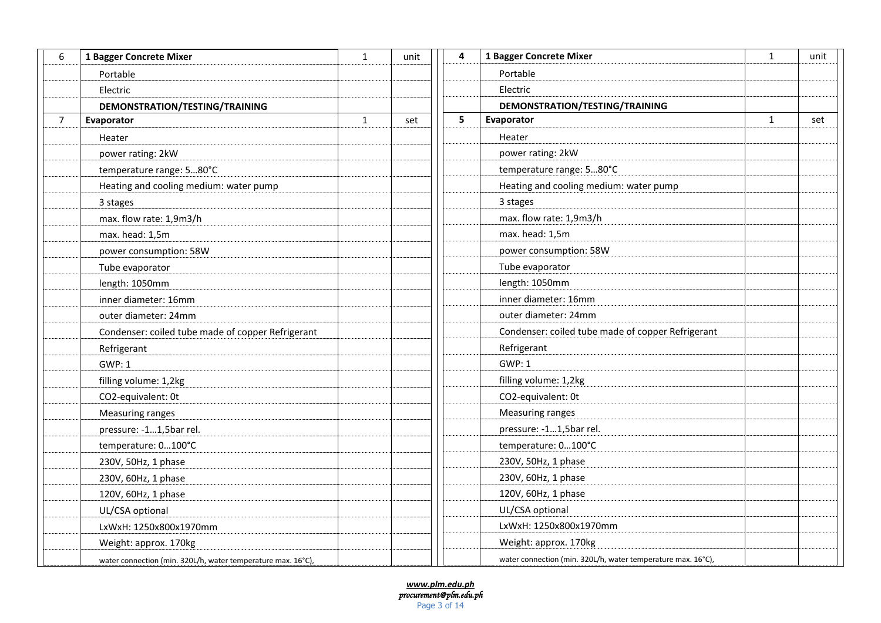| 6 | 1 Bagger Concrete Mixer | 1 | unit |
|---|---|---|---|
| | Portable | | |
| | Electric | | |
| | **DEMONSTRATION/TESTING/TRAINING** | | |
| 7 | **Evaporator** | 1 | set |
| | Heater | | |
| | power rating: 2kW | | |
| | temperature range: 5…80°C | | |
| | Heating and cooling medium: water pump | | |
| | 3 stages | | |
| | max. flow rate: 1,9m3/h | | |
| | max. head: 1,5m | | |
| | power consumption: 58W | | |
| | Tube evaporator | | |
| | length: 1050mm | | |
| | inner diameter: 16mm | | |
| | outer diameter: 24mm | | |
| | Condenser: coiled tube made of copper Refrigerant | | |
| | Refrigerant | | |
| | GWP: 1 | | |
| | filling volume: 1,2kg | | |
| | CO2-equivalent: 0t | | |
| | Measuring ranges | | |
| | pressure: -1…1,5bar rel. | | |
| | temperature: 0…100°C | | |
| | 230V, 50Hz, 1 phase | | |
| | 230V, 60Hz, 1 phase | | |
| | 120V, 60Hz, 1 phase | | |
| | UL/CSA optional | | |
| | LxWxH: 1250x800x1970mm | | |
| | Weight: approx. 170kg | | |
| | water connection (min. 320L/h, water temperature max. 16°C), | | |

| 4 | 1 Bagger Concrete Mixer | 1 | unit |
|---|---|---|---|
| | Portable | | |
| | Electric | | |
| | **DEMONSTRATION/TESTING/TRAINING** | | |
| 5 | **Evaporator** | 1 | set |
| | Heater | | |
| | power rating: 2kW | | |
| | temperature range: 5…80°C | | |
| | Heating and cooling medium: water pump | | |
| | 3 stages | | |
| | max. flow rate: 1,9m3/h | | |
| | max. head: 1,5m | | |
| | power consumption: 58W | | |
| | Tube evaporator | | |
| | length: 1050mm | | |
| | inner diameter: 16mm | | |
| | outer diameter: 24mm | | |
| | Condenser: coiled tube made of copper Refrigerant | | |
| | Refrigerant | | |
| | GWP: 1 | | |
| | filling volume: 1,2kg | | |
| | CO2-equivalent: 0t | | |
| | Measuring ranges | | |
| | pressure: -1…1,5bar rel. | | |
| | temperature: 0…100°C | | |
| | 230V, 50Hz, 1 phase | | |
| | 230V, 60Hz, 1 phase | | |
| | 120V, 60Hz, 1 phase | | |
| | UL/CSA optional | | |
| | LxWxH: 1250x800x1970mm | | |
| | Weight: approx. 170kg | | |
| | water connection (min. 320L/h, water temperature max. 16°C), | | |

*www.plm.edu.ph*
*procurement@plm.edu.ph*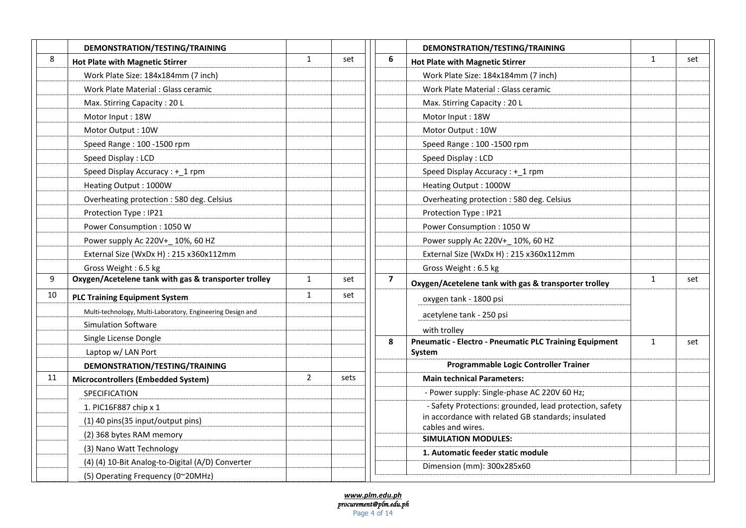| | DEMONSTRATION/TESTING/TRAINING | | |
|---|---|---|---|
| 8 | **Hot Plate with Magnetic Stirrer** | 1 | set |
| | Work Plate Size: 184x184mm (7 inch) | | |
| | Work Plate Material : Glass ceramic | | |
| | Max. Stirring Capacity : 20 L | | |
| | Motor Input : 18W | | |
| | Motor Output : 10W | | |
| | Speed Range : 100 -1500 rpm | | |
| | Speed Display : LCD | | |
| | Speed Display Accuracy : +_1 rpm | | |
| | Heating Output : 1000W | | |
| | Overheating protection : 580 deg. Celsius | | |
| | Protection Type : IP21 | | |
| | Power Consumption : 1050 W | | |
| | Power supply Ac 220V+_ 10%, 60 HZ | | |
| | External Size (WxDx H) : 215 x360x112mm | | |
| | Gross Weight : 6.5 kg | | |
| 9 | **Oxygen/Acetelene tank with gas & transporter trolley** | 1 | set |
| 10 | **PLC Training Equipment System** | 1 | set |
| | Multi-technology, Multi-Laboratory, Engineering Design and | | |
| | Simulation Software | | |
| | Single License Dongle | | |
| | Laptop w/ LAN Port | | |
| | DEMONSTRATION/TESTING/TRAINING | | |
| 11 | **Microcontrollers (Embedded System)** | 2 | sets |
| | SPECIFICATION | | |
| | 1. PIC16F887 chip x 1 | | |
| | (1) 40 pins(35 input/output pins) | | |
| | (2) 368 bytes RAM memory | | |
| | (3) Nano Watt Technology | | |
| | (4) (4) 10-Bit Analog-to-Digital (A/D) Converter | | |
| | (5) Operating Frequency (0~20MHz) | | |

| | DEMONSTRATION/TESTING/TRAINING | | |
|---|---|---|---|
| **6** | **Hot Plate with Magnetic Stirrer** | 1 | set |
| | Work Plate Size: 184x184mm (7 inch) | | |
| | Work Plate Material : Glass ceramic | | |
| | Max. Stirring Capacity : 20 L | | |
| | Motor Input : 18W | | |
| | Motor Output : 10W | | |
| | Speed Range : 100 -1500 rpm | | |
| | Speed Display : LCD | | |
| | Speed Display Accuracy : +_1 rpm | | |
| | Heating Output : 1000W | | |
| | Overheating protection : 580 deg. Celsius | | |
| | Protection Type : IP21 | | |
| | Power Consumption : 1050 W | | |
| | Power supply Ac 220V+_ 10%, 60 HZ | | |
| | External Size (WxDx H) : 215 x360x112mm | | |
| | Gross Weight : 6.5 kg | | |
| **7** | **Oxygen/Acetelene tank with gas & transporter trolley** | 1 | set |
| | oxygen tank - 1800 psi | | |
| | acetylene tank - 250 psi | | |
| | with trolley | | |
| **8** | **Pneumatic - Electro - Pneumatic PLC Training Equipment System** | 1 | set |
| | **Programmable Logic Controller Trainer** | | |
| | **Main technical Parameters:** | | |
| | - Power supply: Single-phase AC 220V 60 Hz; | | |
| | - Safety Protections: grounded, lead protection, safety in accordance with related GB standards; insulated cables and wires. | | |
| | **SIMULATION MODULES:** | | |
| | **1. Automatic feeder static module** | | |
| | Dimension (mm): 300x285x60 | | |

*www.plm.edu.ph*
*procurement@plm.edu.ph*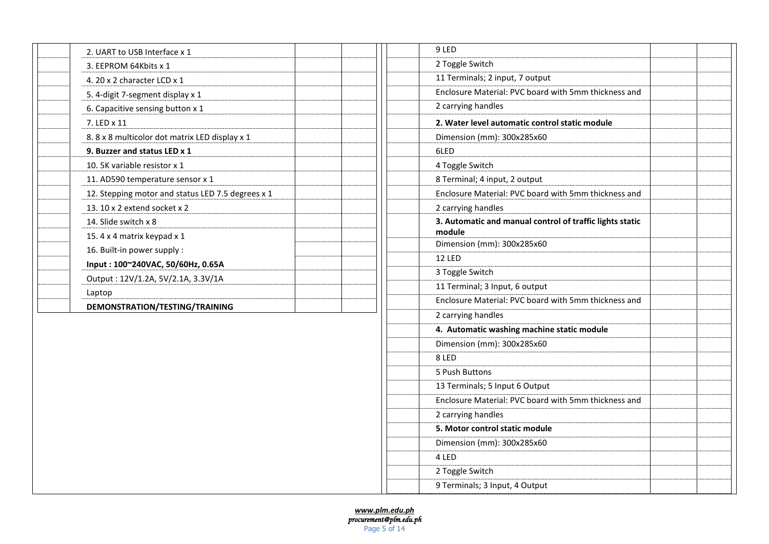| | | | |
|---|---|---|---|
| | 2. UART to USB Interface x 1 | | |
| | 3. EEPROM 64Kbits x 1 | | |
| | 4. 20 x 2 character LCD x 1 | | |
| | 5. 4-digit 7-segment display x 1 | | |
| | 6. Capacitive sensing button x 1 | | |
| | 7. LED x 11 | | |
| | 8. 8 x 8 multicolor dot matrix LED display x 1 | | |
| | **9. Buzzer and status LED x 1** | | |
| | 10. 5K variable resistor x 1 | | |
| | 11. AD590 temperature sensor x 1 | | |
| | 12. Stepping motor and status LED 7.5 degrees x 1 | | |
| | 13. 10 x 2 extend socket x 2 | | |
| | 14. Slide switch x 8 | | |
| | 15. 4 x 4 matrix keypad x 1 | | |
| | 16. Built-in power supply : | | |
| | **Input : 100~240VAC, 50/60Hz, 0.65A** | | |
| | Output : 12V/1.2A, 5V/2.1A, 3.3V/1A | | |
| | Laptop | | |
| | **DEMONSTRATION/TESTING/TRAINING** | | |

| | | | |
|---|---|---|---|
| | 9 LED | | |
| | 2 Toggle Switch | | |
| | 11 Terminals; 2 input, 7 output | | |
| | Enclosure Material: PVC board with 5mm thickness and | | |
| | 2 carrying handles | | |
| | **2. Water level automatic control static module** | | |
| | Dimension (mm): 300x285x60 | | |
| | 6LED | | |
| | 4 Toggle Switch | | |
| | 8 Terminal; 4 input, 2 output | | |
| | Enclosure Material: PVC board with 5mm thickness and | | |
| | 2 carrying handles | | |
| | **3. Automatic and manual control of traffic lights static module** | | |
| | Dimension (mm): 300x285x60 | | |
| | 12 LED | | |
| | 3 Toggle Switch | | |
| | 11 Terminal; 3 Input, 6 output | | |
| | Enclosure Material: PVC board with 5mm thickness and | | |
| | 2 carrying handles | | |
| | **4. Automatic washing machine static module** | | |
| | Dimension (mm): 300x285x60 | | |
| | 8 LED | | |
| | 5 Push Buttons | | |
| | 13 Terminals; 5 Input 6 Output | | |
| | Enclosure Material: PVC board with 5mm thickness and | | |
| | 2 carrying handles | | |
| | **5. Motor control static module** | | |
| | Dimension (mm): 300x285x60 | | |
| | 4 LED | | |
| | 2 Toggle Switch | | |
| | 9 Terminals; 3 Input, 4 Output | | |

*www.plm.edu.ph*
*procurement@plm.edu.ph*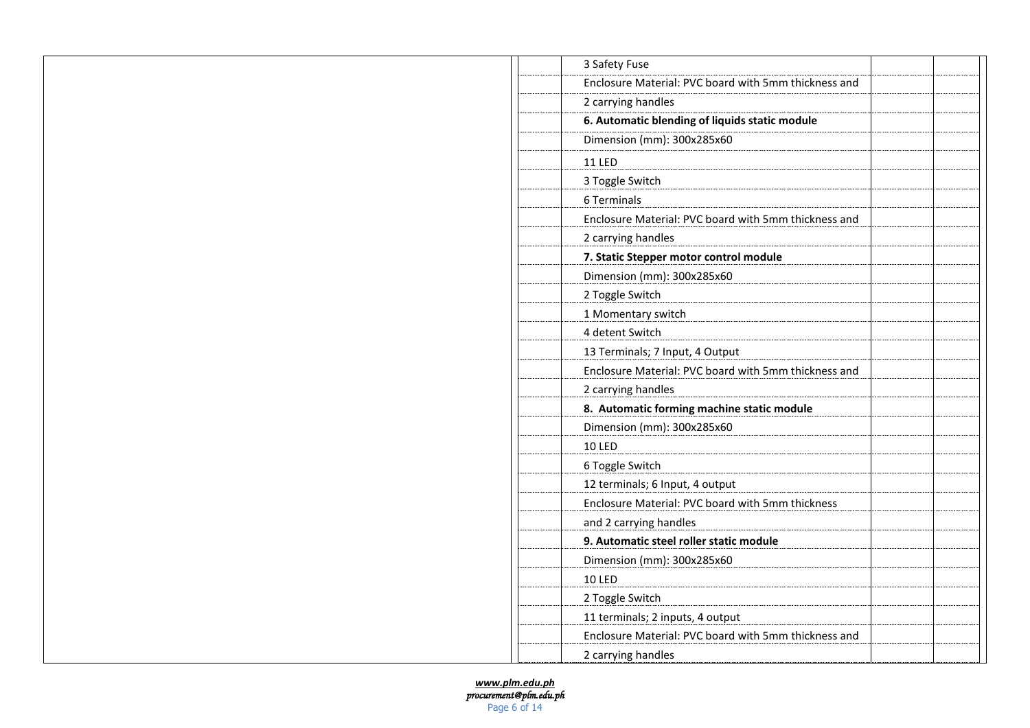| | | | | | |
|---|---|---|---|---|---|
| | | | 3 Safety Fuse | | |
| | | | Enclosure Material: PVC board with 5mm thickness and | | |
| | | | 2 carrying handles | | |
| | | | **6. Automatic blending of liquids static module** | | |
| | | | Dimension (mm): 300x285x60 | | |
| | | | 11 LED | | |
| | | | 3 Toggle Switch | | |
| | | | 6 Terminals | | |
| | | | Enclosure Material: PVC board with 5mm thickness and | | |
| | | | 2 carrying handles | | |
| | | | **7. Static Stepper motor control module** | | |
| | | | Dimension (mm): 300x285x60 | | |
| | | | 2 Toggle Switch | | |
| | | | 1 Momentary switch | | |
| | | | 4 detent Switch | | |
| | | | 13 Terminals; 7 Input, 4 Output | | |
| | | | Enclosure Material: PVC board with 5mm thickness and | | |
| | | | 2 carrying handles | | |
| | | | **8. Automatic forming machine static module** | | |
| | | | Dimension (mm): 300x285x60 | | |
| | | | 10 LED | | |
| | | | 6 Toggle Switch | | |
| | | | 12 terminals; 6 Input, 4 output | | |
| | | | Enclosure Material: PVC board with 5mm thickness | | |
| | | | and 2 carrying handles | | |
| | | | **9. Automatic steel roller static module** | | |
| | | | Dimension (mm): 300x285x60 | | |
| | | | 10 LED | | |
| | | | 2 Toggle Switch | | |
| | | | 11 terminals; 2 inputs, 4 output | | |
| | | | Enclosure Material: PVC board with 5mm thickness and | | |
| | | | 2 carrying handles | | |

***www.plm.edu.ph***
***procurement@plm.edu.ph***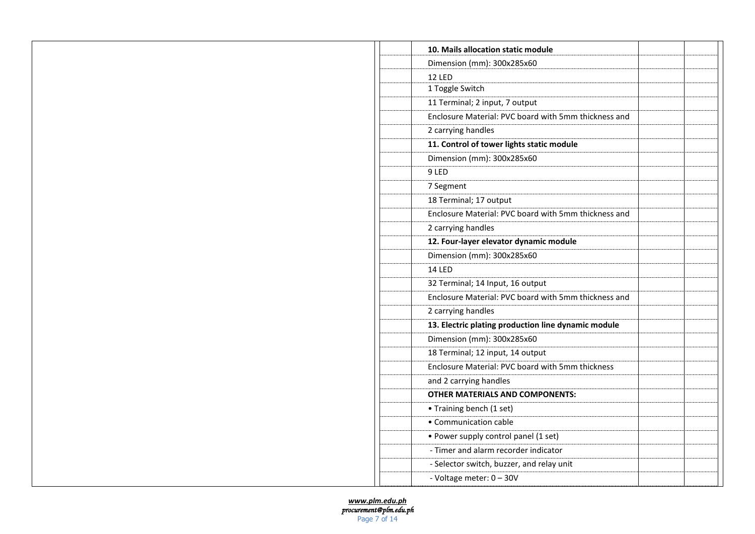| | | | | |
|---|---|---|---|---|
| | | **10. Mails allocation static module** | | |
| | | Dimension (mm): 300x285x60 | | |
| | | 12 LED | | |
| | | 1 Toggle Switch | | |
| | | 11 Terminal; 2 input, 7 output | | |
| | | Enclosure Material: PVC board with 5mm thickness and | | |
| | | 2 carrying handles | | |
| | | **11. Control of tower lights static module** | | |
| | | Dimension (mm): 300x285x60 | | |
| | | 9 LED | | |
| | | 7 Segment | | |
| | | 18 Terminal; 17 output | | |
| | | Enclosure Material: PVC board with 5mm thickness and | | |
| | | 2 carrying handles | | |
| | | **12. Four-layer elevator dynamic module** | | |
| | | Dimension (mm): 300x285x60 | | |
| | | 14 LED | | |
| | | 32 Terminal; 14 Input, 16 output | | |
| | | Enclosure Material: PVC board with 5mm thickness and | | |
| | | 2 carrying handles | | |
| | | **13. Electric plating production line dynamic module** | | |
| | | Dimension (mm): 300x285x60 | | |
| | | 18 Terminal; 12 input, 14 output | | |
| | | Enclosure Material: PVC board with 5mm thickness | | |
| | | and 2 carrying handles | | |
| | | **OTHER MATERIALS AND COMPONENTS:** | | |
| | | • Training bench (1 set) | | |
| | | • Communication cable | | |
| | | • Power supply control panel (1 set) | | |
| | | - Timer and alarm recorder indicator | | |
| | | - Selector switch, buzzer, and relay unit | | |
| | | - Voltage meter: 0 – 30V | | |

*www.plm.edu.ph*
*procurement@plm.edu.ph*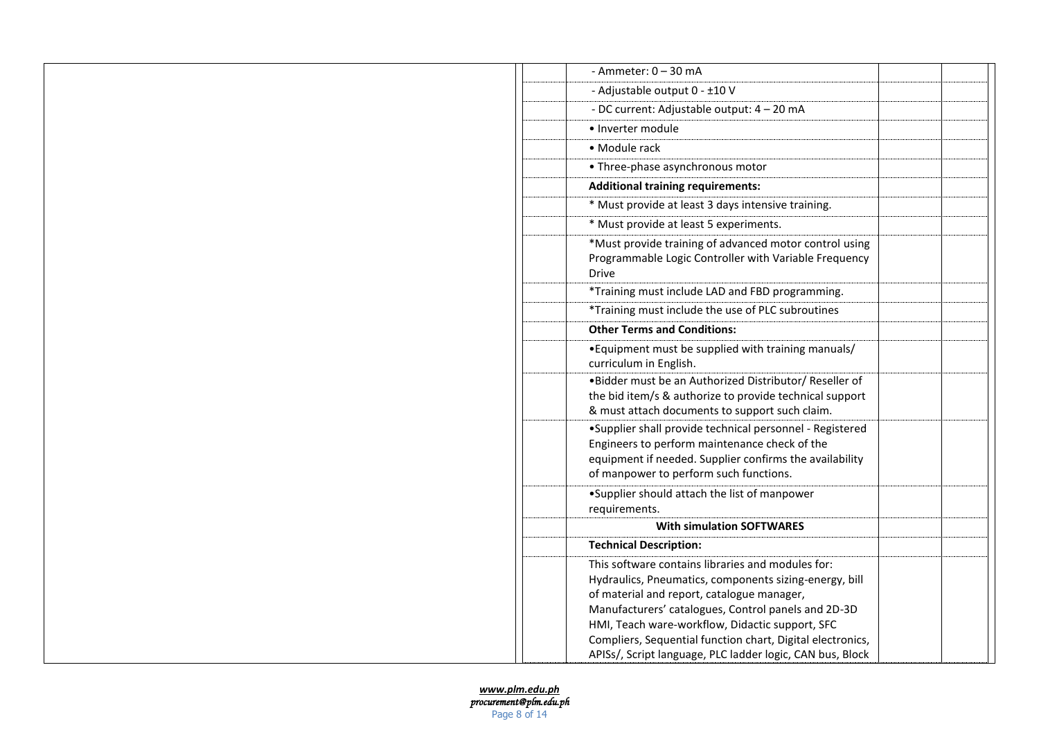| | | | | |
|---|---|---|---|---|
| | | - Ammeter: 0 – 30 mA | | |
| | | - Adjustable output 0 - ±10 V | | |
| | | - DC current: Adjustable output: 4 – 20 mA | | |
| | | • Inverter module | | |
| | | • Module rack | | |
| | | • Three-phase asynchronous motor | | |
| | | **Additional training requirements:** | | |
| | | * Must provide at least 3 days intensive training. | | |
| | | * Must provide at least 5 experiments. | | |
| | | *Must provide training of advanced motor control using Programmable Logic Controller with Variable Frequency Drive | | |
| | | *Training must include LAD and FBD programming. | | |
| | | *Training must include the use of PLC subroutines | | |
| | | **Other Terms and Conditions:** | | |
| | | •Equipment must be supplied with training manuals/ curriculum in English. | | |
| | | •Bidder must be an Authorized Distributor/ Reseller of the bid item/s & authorize to provide technical support & must attach documents to support such claim. | | |
| | | •Supplier shall provide technical personnel - Registered Engineers to perform maintenance check of the equipment if needed. Supplier confirms the availability of manpower to perform such functions. | | |
| | | •Supplier should attach the list of manpower requirements. | | |
| | | **With simulation SOFTWARES** | | |
| | | **Technical Description:** | | |
| | | This software contains libraries and modules for: Hydraulics, Pneumatics, components sizing-energy, bill of material and report, catalogue manager, Manufacturers' catalogues, Control panels and 2D-3D HMI, Teach ware-workflow, Didactic support, SFC Compliers, Sequential function chart, Digital electronics, APISs/, Script language, PLC ladder logic, CAN bus, Block | | |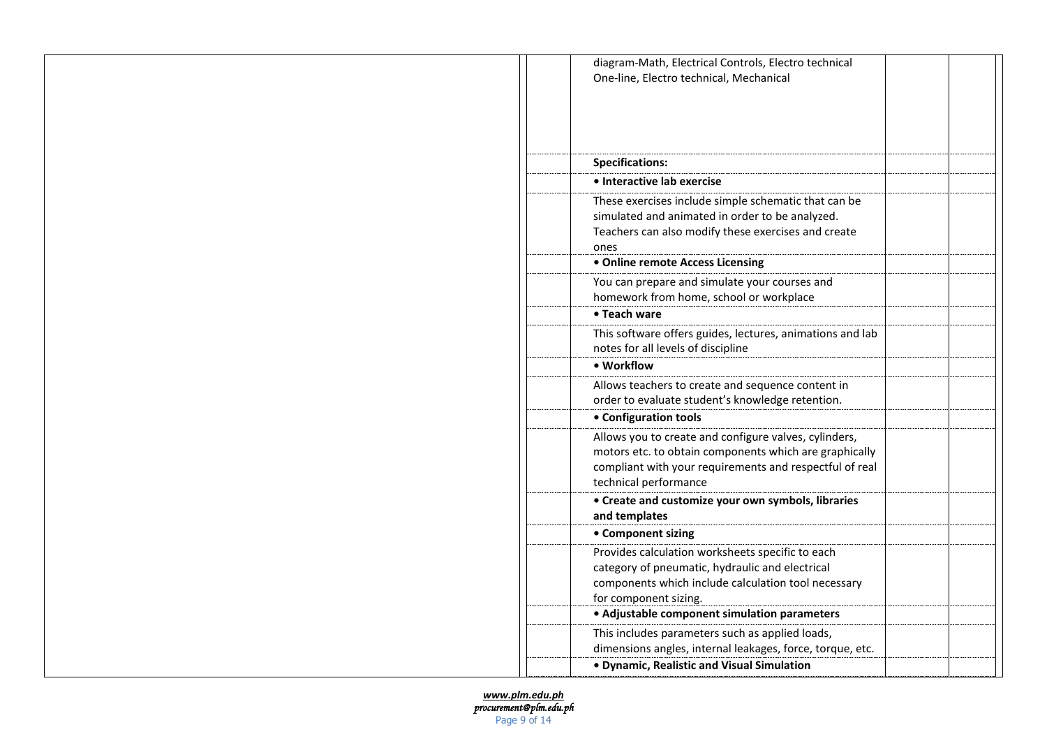| | | | | | |
|---|---|---|---|---|---|
| | | | diagram-Math, Electrical Controls, Electro technical One-line, Electro technical, Mechanical | | |
| | | | **Specifications:** | | |
| | | | **• Interactive lab exercise** | | |
| | | | These exercises include simple schematic that can be simulated and animated in order to be analyzed. Teachers can also modify these exercises and create ones | | |
| | | | **• Online remote Access Licensing** | | |
| | | | You can prepare and simulate your courses and homework from home, school or workplace | | |
| | | | **• Teach ware** | | |
| | | | This software offers guides, lectures, animations and lab notes for all levels of discipline | | |
| | | | **• Workflow** | | |
| | | | Allows teachers to create and sequence content in order to evaluate student's knowledge retention. | | |
| | | | **• Configuration tools** | | |
| | | | Allows you to create and configure valves, cylinders, motors etc. to obtain components which are graphically compliant with your requirements and respectful of real technical performance | | |
| | | | **• Create and customize your own symbols, libraries and templates** | | |
| | | | **• Component sizing** | | |
| | | | Provides calculation worksheets specific to each category of pneumatic, hydraulic and electrical components which include calculation tool necessary for component sizing. | | |
| | | | **• Adjustable component simulation parameters** | | |
| | | | This includes parameters such as applied loads, dimensions angles, internal leakages, force, torque, etc. | | |
| | | | **• Dynamic, Realistic and Visual Simulation** | | |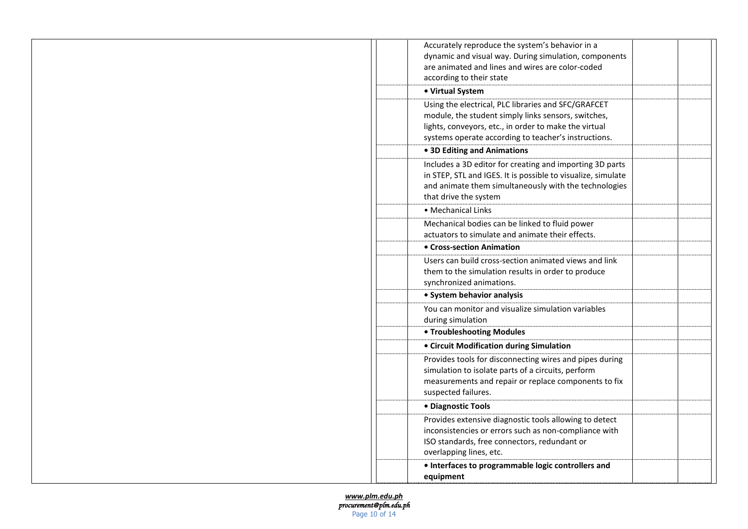| | | | | |
|---|---|---|---|---|
| | | Accurately reproduce the system's behavior in a dynamic and visual way. During simulation, components are animated and lines and wires are color-coded according to their state | | |
| | | **• Virtual System** | | |
| | | Using the electrical, PLC libraries and SFC/GRAFCET module, the student simply links sensors, switches, lights, conveyors, etc., in order to make the virtual systems operate according to teacher's instructions. | | |
| | | **• 3D Editing and Animations** | | |
| | | Includes a 3D editor for creating and importing 3D parts in STEP, STL and IGES. It is possible to visualize, simulate and animate them simultaneously with the technologies that drive the system | | |
| | | • Mechanical Links | | |
| | | Mechanical bodies can be linked to fluid power actuators to simulate and animate their effects. | | |
| | | **• Cross-section Animation** | | |
| | | Users can build cross-section animated views and link them to the simulation results in order to produce synchronized animations. | | |
| | | **• System behavior analysis** | | |
| | | You can monitor and visualize simulation variables during simulation | | |
| | | **• Troubleshooting Modules** | | |
| | | **• Circuit Modification during Simulation** | | |
| | | Provides tools for disconnecting wires and pipes during simulation to isolate parts of a circuits, perform measurements and repair or replace components to fix suspected failures. | | |
| | | **• Diagnostic Tools** | | |
| | | Provides extensive diagnostic tools allowing to detect inconsistencies or errors such as non-compliance with ISO standards, free connectors, redundant or overlapping lines, etc. | | |
| | | **• Interfaces to programmable logic controllers and equipment** | | |

*www.plm.edu.ph*
*procurement@plm.edu.ph*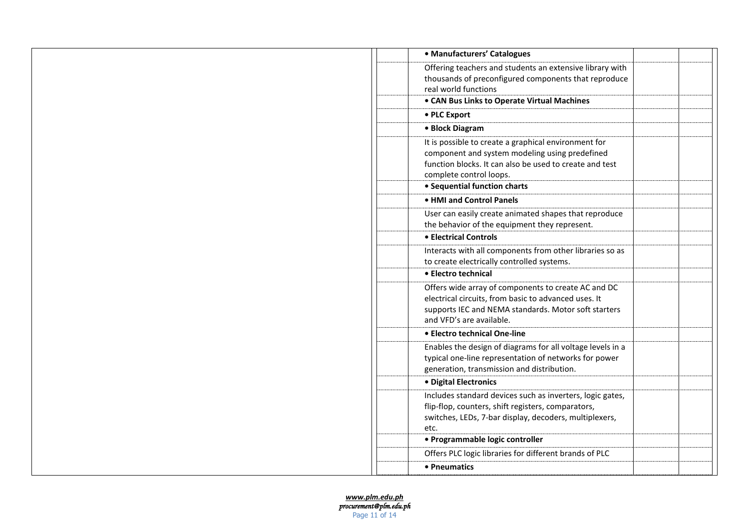| | | | | | |
|---|---|---|---|---|---|
| | | | **• Manufacturers' Catalogues** | | |
| | | | Offering teachers and students an extensive library with thousands of preconfigured components that reproduce real world functions | | |
| | | | **• CAN Bus Links to Operate Virtual Machines** | | |
| | | | **• PLC Export** | | |
| | | | **• Block Diagram** | | |
| | | | It is possible to create a graphical environment for component and system modeling using predefined function blocks. It can also be used to create and test complete control loops. | | |
| | | | **• Sequential function charts** | | |
| | | | **• HMI and Control Panels** | | |
| | | | User can easily create animated shapes that reproduce the behavior of the equipment they represent. | | |
| | | | **• Electrical Controls** | | |
| | | | Interacts with all components from other libraries so as to create electrically controlled systems. | | |
| | | | **• Electro technical** | | |
| | | | Offers wide array of components to create AC and DC electrical circuits, from basic to advanced uses. It supports IEC and NEMA standards. Motor soft starters and VFD's are available. | | |
| | | | **• Electro technical One-line** | | |
| | | | Enables the design of diagrams for all voltage levels in a typical one-line representation of networks for power generation, transmission and distribution. | | |
| | | | **• Digital Electronics** | | |
| | | | Includes standard devices such as inverters, logic gates, flip-flop, counters, shift registers, comparators, switches, LEDs, 7-bar display, decoders, multiplexers, etc. | | |
| | | | **• Programmable logic controller** | | |
| | | | Offers PLC logic libraries for different brands of PLC | | |
| | | | **• Pneumatics** | | |

*www.plm.edu.ph*
*procurement@plm.edu.ph*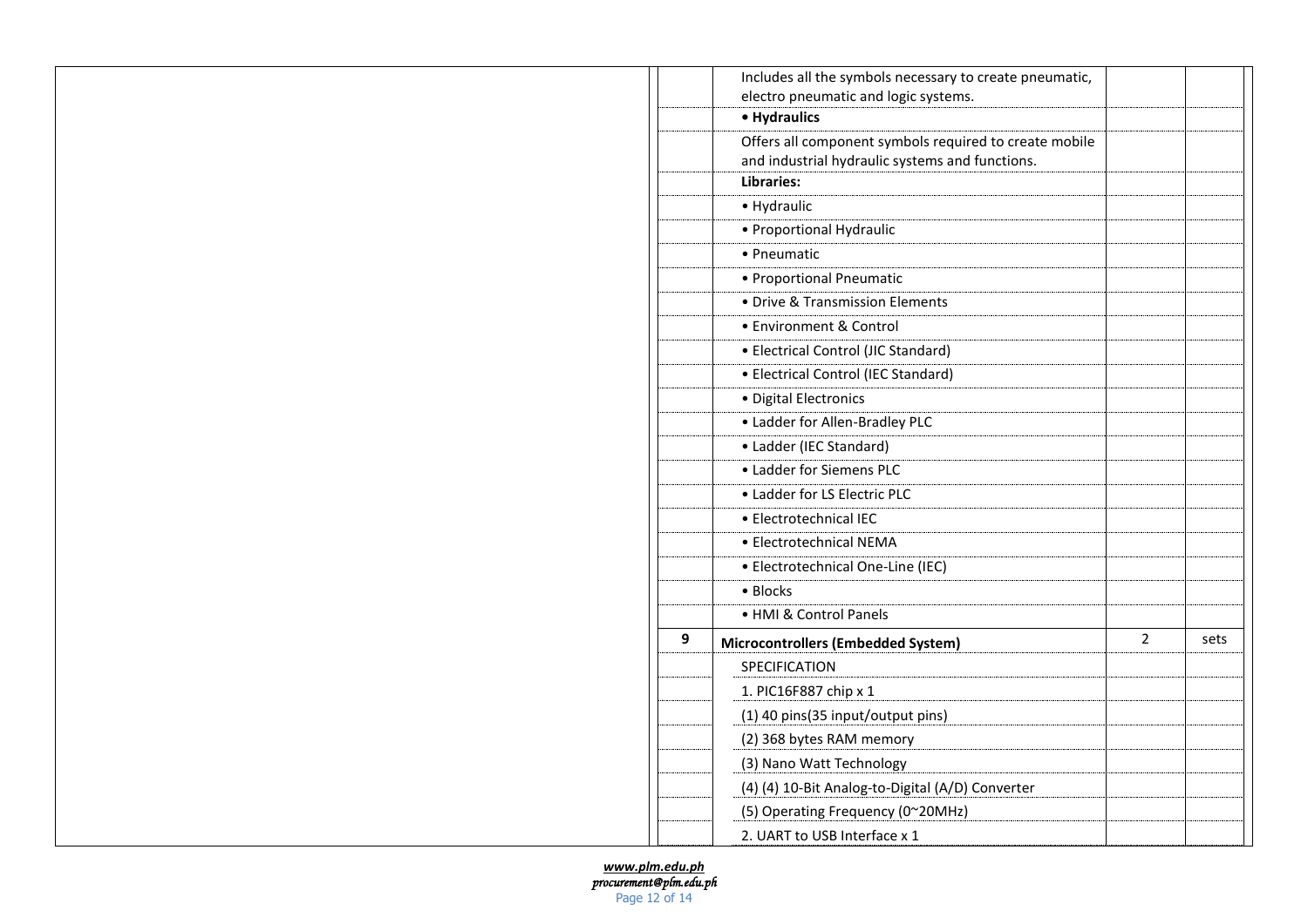| | | | | |
|---|---|---|---|---|
| | | Includes all the symbols necessary to create pneumatic, electro pneumatic and logic systems. | | |
| | | **• Hydraulics** | | |
| | | Offers all component symbols required to create mobile and industrial hydraulic systems and functions. | | |
| | | **Libraries:** | | |
| | | • Hydraulic | | |
| | | • Proportional Hydraulic | | |
| | | • Pneumatic | | |
| | | • Proportional Pneumatic | | |
| | | • Drive & Transmission Elements | | |
| | | • Environment & Control | | |
| | | • Electrical Control (JIC Standard) | | |
| | | • Electrical Control (IEC Standard) | | |
| | | • Digital Electronics | | |
| | | • Ladder for Allen-Bradley PLC | | |
| | | • Ladder (IEC Standard) | | |
| | | • Ladder for Siemens PLC | | |
| | | • Ladder for LS Electric PLC | | |
| | | • Electrotechnical IEC | | |
| | | • Electrotechnical NEMA | | |
| | | • Electrotechnical One-Line (IEC) | | |
| | | • Blocks | | |
| | | • HMI & Control Panels | | |
| | **9** | **Microcontrollers (Embedded System)** | 2 | sets |
| | | SPECIFICATION | | |
| | | 1. PIC16F887 chip x 1 | | |
| | | (1) 40 pins(35 input/output pins) | | |
| | | (2) 368 bytes RAM memory | | |
| | | (3) Nano Watt Technology | | |
| | | (4) (4) 10-Bit Analog-to-Digital (A/D) Converter | | |
| | | (5) Operating Frequency (0~20MHz) | | |
| | | 2. UART to USB Interface x 1 | | |

*www.plm.edu.ph*
*procurement@plm.edu.ph*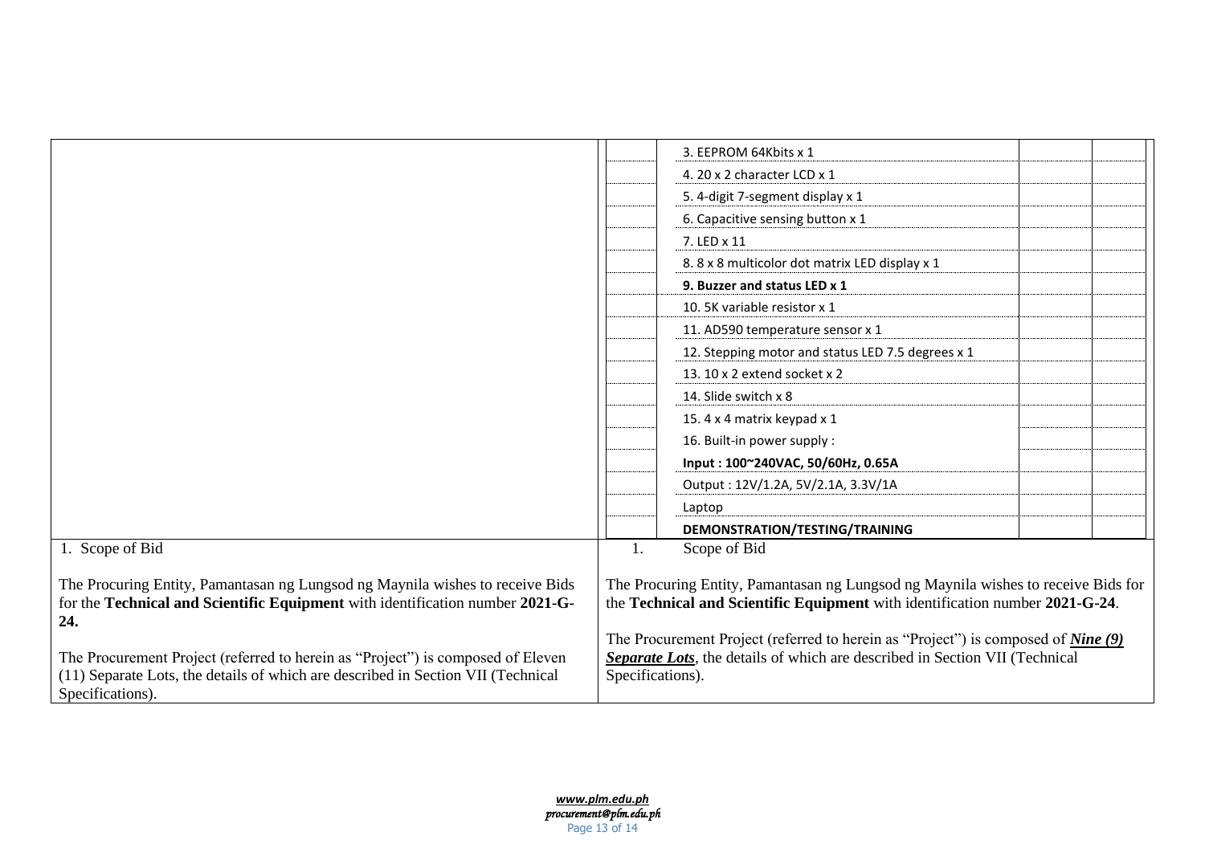| | | | | |
|---|---|---|---|---|
| | | 3. EEPROM 64Kbits x 1 | | |
| | | 4. 20 x 2 character LCD x 1 | | |
| | | 5. 4-digit 7-segment display x 1 | | |
| | | 6. Capacitive sensing button x 1 | | |
| | | 7. LED x 11 | | |
| | | 8. 8 x 8 multicolor dot matrix LED display x 1 | | |
| | | **9. Buzzer and status LED x 1** | | |
| | | 10. 5K variable resistor x 1 | | |
| | | 11. AD590 temperature sensor x 1 | | |
| | | 12. Stepping motor and status LED 7.5 degrees x 1 | | |
| | | 13. 10 x 2 extend socket x 2 | | |
| | | 14. Slide switch x 8 | | |
| | | 15. 4 x 4 matrix keypad x 1 | | |
| | | 16. Built-in power supply : | | |
| | | **Input : 100~240VAC, 50/60Hz, 0.65A** | | |
| | | Output : 12V/1.2A, 5V/2.1A, 3.3V/1A | | |
| | | Laptop | | |
| | | **DEMONSTRATION/TESTING/TRAINING** | | |

| | |
|---|---|
| 1. Scope of Bid<br><br>The Procuring Entity, Pamantasan ng Lungsod ng Maynila wishes to receive Bids for the **Technical and Scientific Equipment** with identification number **2021-G-24.**<br><br>The Procurement Project (referred to herein as "Project") is composed of Eleven (11) Separate Lots, the details of which are described in Section VII (Technical Specifications). | 1. Scope of Bid<br><br>The Procuring Entity, Pamantasan ng Lungsod ng Maynila wishes to receive Bids for the **Technical and Scientific Equipment** with identification number **2021-G-24**.<br><br>The Procurement Project (referred to herein as "Project") is composed of ***Nine (9) Separate Lots***, the details of which are described in Section VII (Technical Specifications). |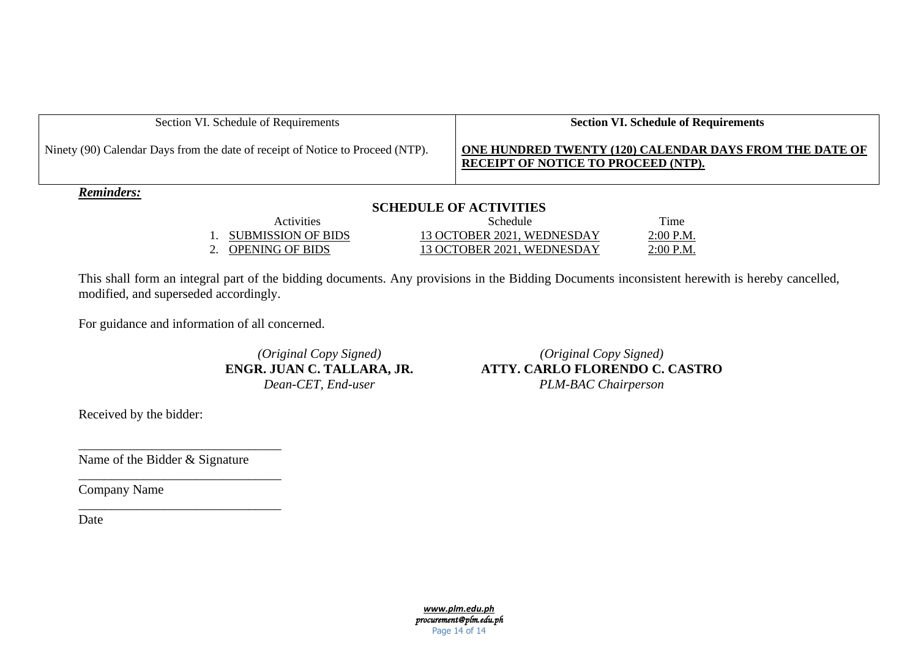| Section VI. Schedule of Requirements | **Section VI. Schedule of Requirements** |
| --- | --- |
| Ninety (90) Calendar Days from the date of receipt of Notice to Proceed (NTP). | **ONE HUNDRED TWENTY (120) CALENDAR DAYS FROM THE DATE OF RECEIPT OF NOTICE TO PROCEED (NTP).** |

***Reminders:***

**SCHEDULE OF ACTIVITIES**

| Activities | Schedule | Time |
| --- | --- | --- |
| 1. SUBMISSION OF BIDS | 13 OCTOBER 2021, WEDNESDAY | 2:00 P.M. |
| 2. OPENING OF BIDS | 13 OCTOBER 2021, WEDNESDAY | 2:00 P.M. |

This shall form an integral part of the bidding documents. Any provisions in the Bidding Documents inconsistent herewith is hereby cancelled, modified, and superseded accordingly.

For guidance and information of all concerned.

*(Original Copy Signed)*
**ENGR. JUAN C. TALLARA, JR.**
*Dean-CET, End-user*

*(Original Copy Signed)*
**ATTY. CARLO FLORENDO C. CASTRO**
*PLM-BAC Chairperson*

Received by the bidder:

_______________________________
Name of the Bidder & Signature

_______________________________
Company Name

_______________________________
Date